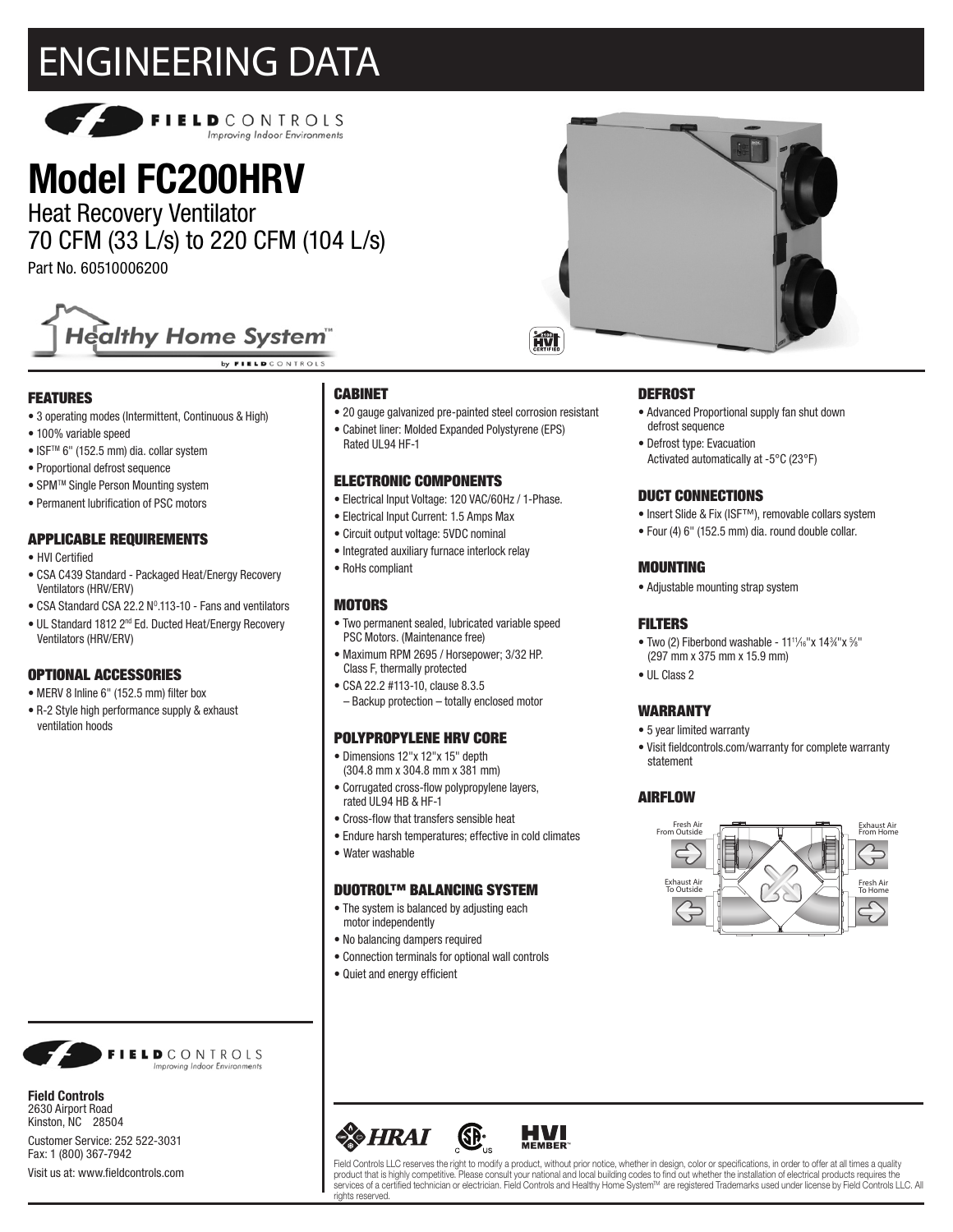# ENGINEERING DATA

FIELDCONTROLS
Improving Indoor Environments

# Model FC200HRV

## Heat Recovery Ventilator
## 70 CFM (33 L/s) to 220 CFM (104 L/s)

Part No. 60510006200

Healthy Home System™
by FIELDCONTROLS

### FEATURES

- 3 operating modes (Intermittent, Continuous & High)
- 100% variable speed
- ISF™ 6" (152.5 mm) dia. collar system
- Proportional defrost sequence
- SPM™ Single Person Mounting system
- Permanent lubrification of PSC motors

### APPLICABLE REQUIREMENTS

- HVI Certified
- CSA C439 Standard - Packaged Heat/Energy Recovery Ventilators (HRV/ERV)
- CSA Standard CSA 22.2 N°.113-10 - Fans and ventilators
- UL Standard 1812 2nd Ed. Ducted Heat/Energy Recovery Ventilators (HRV/ERV)

### OPTIONAL ACCESSORIES

- MERV 8 Inline 6" (152.5 mm) filter box
- R-2 Style high performance supply & exhaust ventilation hoods

### CABINET

- 20 gauge galvanized pre-painted steel corrosion resistant
- Cabinet liner: Molded Expanded Polystyrene (EPS) Rated UL94 HF-1

### ELECTRONIC COMPONENTS

- Electrical Input Voltage: 120 VAC/60Hz / 1-Phase.
- Electrical Input Current: 1.5 Amps Max
- Circuit output voltage: 5VDC nominal
- Integrated auxiliary furnace interlock relay
- RoHs compliant

### MOTORS

- Two permanent sealed, lubricated variable speed PSC Motors. (Maintenance free)
- Maximum RPM 2695 / Horsepower; 3/32 HP. Class F, thermally protected
- CSA 22.2 #113-10, clause 8.3.5
  – Backup protection – totally enclosed motor

### POLYPROPYLENE HRV CORE

- Dimensions 12"x 12"x 15" depth (304.8 mm x 304.8 mm x 381 mm)
- Corrugated cross-flow polypropylene layers, rated UL94 HB & HF-1
- Cross-flow that transfers sensible heat
- Endure harsh temperatures; effective in cold climates
- Water washable

### DUOTROL™ BALANCING SYSTEM

- The system is balanced by adjusting each motor independently
- No balancing dampers required
- Connection terminals for optional wall controls
- Quiet and energy efficient

### DEFROST

- Advanced Proportional supply fan shut down defrost sequence
- Defrost type: Evacuation
  Activated automatically at -5°C (23°F)

### DUCT CONNECTIONS

- Insert Slide & Fix (ISF™), removable collars system
- Four (4) 6" (152.5 mm) dia. round double collar.

### MOUNTING

- Adjustable mounting strap system

### FILTERS

- Two (2) Fiberbond washable - 11¹¹⁄₁₆"x 14¾"x ⅝" (297 mm x 375 mm x 15.9 mm)
- UL Class 2

### WARRANTY

- 5 year limited warranty
- Visit fieldcontrols.com/warranty for complete warranty statement

### AIRFLOW

Fresh Air From Outside — Exhaust Air From Home — Exhaust Air To Outside — Fresh Air To Home

FIELDCONTROLS
Improving Indoor Environments

**Field Controls**
2630 Airport Road
Kinston, NC 28504

Customer Service: 252 522-3031
Fax: 1 (800) 367-7942

Visit us at: www.fieldcontrols.com

HRAI — CSA C US — HVI MEMBER™

Field Controls LLC reserves the right to modify a product, without prior notice, whether in design, color or specifications, in order to offer at all times a quality product that is highly competitive. Please consult your national and local building codes to find out whether the installation of electrical products requires the services of a certified technician or electrician. Field Controls and Healthy Home System™ are registered Trademarks used under license by Field Controls LLC. All rights reserved.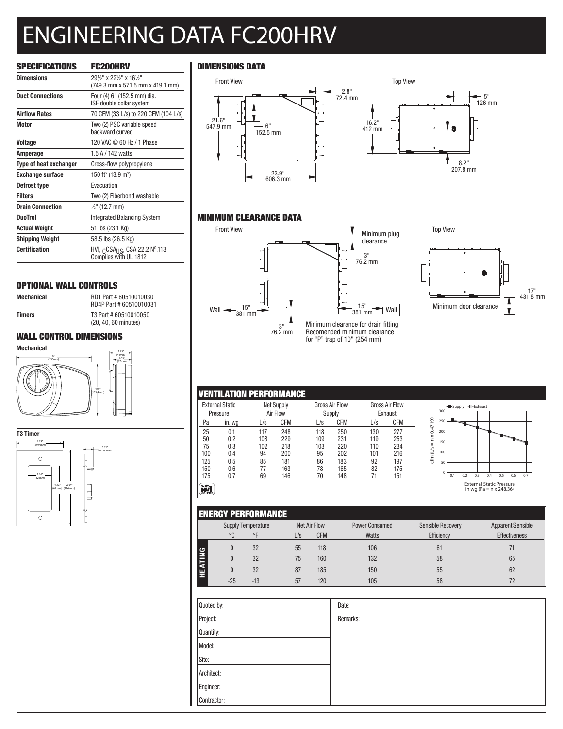# ENGINEERING DATA FC200HRV

## SPECIFICATIONS

| SPECIFICATIONS | FC200HRV |
|---|---|
| Dimensions | 29½" x 22½" x 16½" (749.3 mm x 571.5 mm x 419.1 mm) |
| Duct Connections | Four (4) 6" (152.5 mm) dia. ISF double collar system |
| Airflow Rates | 70 CFM (33 L/s) to 220 CFM (104 L/s) |
| Motor | Two (2) PSC variable speed backward curved |
| Voltage | 120 VAC @ 60 Hz / 1 Phase |
| Amperage | 1.5 A / 142 watts |
| Type of heat exchanger | Cross-flow polypropylene |
| Exchange surface | 150 ft² (13.9 m²) |
| Defrost type | Evacuation |
| Filters | Two (2) Fiberbond washable |
| Drain Connection | ½" (12.7 mm) |
| DuoTrol | Integrated Balancing System |
| Actual Weight | 51 lbs (23.1 Kg) |
| Shipping Weight | 58.5 lbs (26.5 Kg) |
| Certification | HVI, cCSAUS, CSA 22.2 Nº.113 Complies with UL 1812 |

## OPTIONAL WALL CONTROLS

| | |
|---|---|
| Mechanical | RD1 Part # 60510010030<br>RD4P Part # 60510010031 |
| Timers | T3 Part # 60510010050<br>(20, 40, 60 minutes) |

## WALL CONTROL DIMENSIONS

**Mechanical**

6" (150mm)
1.73" (44mm)
1.46" (37mm)
4.07" (103.4mm)

**T3 Timer**

2.75" (69.9 mm)
0.62" (15.75 mm)
1.26" (32 mm)
2.64" (67 mm)
4.50" (114 mm)

## DIMENSIONS DATA

Front View

2.8" 72.4 mm
21.6" 547.9 mm
6" 152.5 mm
23.9" 606.3 mm

Top View

5" 126 mm
16.2" 412 mm
8.2" 207.8 mm

## MINIMUM CLEARANCE DATA

Front View

Minimum plug clearance
3" 76.2 mm
Wall 15" 381 mm
15" 381 mm Wall
3" 76.2 mm
Minimum clearance for drain fitting
Recomended minimum clearance for "P" trap of 10" (254 mm)

Top View

Minimum door clearance
17" 431.8 mm

## VENTILATION PERFORMANCE

| External Static Pressure | | Net Supply Air Flow | | Gross Air Flow Supply | | Gross Air Flow Exhaust | |
|---|---|---|---|---|---|---|---|
| Pa | in. wg | L/s | CFM | L/s | CFM | L/s | CFM |
| 25 | 0.1 | 117 | 248 | 118 | 250 | 130 | 277 |
| 50 | 0.2 | 108 | 229 | 109 | 231 | 119 | 253 |
| 75 | 0.3 | 102 | 218 | 103 | 220 | 110 | 234 |
| 100 | 0.4 | 94 | 200 | 95 | 202 | 101 | 216 |
| 125 | 0.5 | 85 | 181 | 86 | 183 | 92 | 197 |
| 150 | 0.6 | 77 | 163 | 78 | 165 | 82 | 175 |
| 175 | 0.7 | 69 | 146 | 70 | 148 | 71 | 151 |

Supply
Exhaust
cfm (L/s = n x 0.4719)
300
250
200
150
100
50
0
0.1 0.2 0.3 0.4 0.5 0.6 0.7
External Static Pressure
in wg (Pa = n x 248.36)

## ENERGY PERFORMANCE

| | Supply Temperature | | Net Air Flow | | Power Consumed | Sensible Recovery | Apparent Sensible |
|---|---|---|---|---|---|---|---|
| | °C | °F | L/s | CFM | Watts | Efficiency | Effectiveness |
| HEATING | 0 | 32 | 55 | 118 | 106 | 61 | 71 |
| HEATING | 0 | 32 | 75 | 160 | 132 | 58 | 65 |
| HEATING | 0 | 32 | 87 | 185 | 150 | 55 | 62 |
| HEATING | -25 | -13 | 57 | 120 | 105 | 58 | 72 |

| | |
|---|---|
| Quoted by: | Date: |
| Project: | Remarks: |
| Quantity: | |
| Model: | |
| Site: | |
| Architect: | |
| Engineer: | |
| Contractor: | |